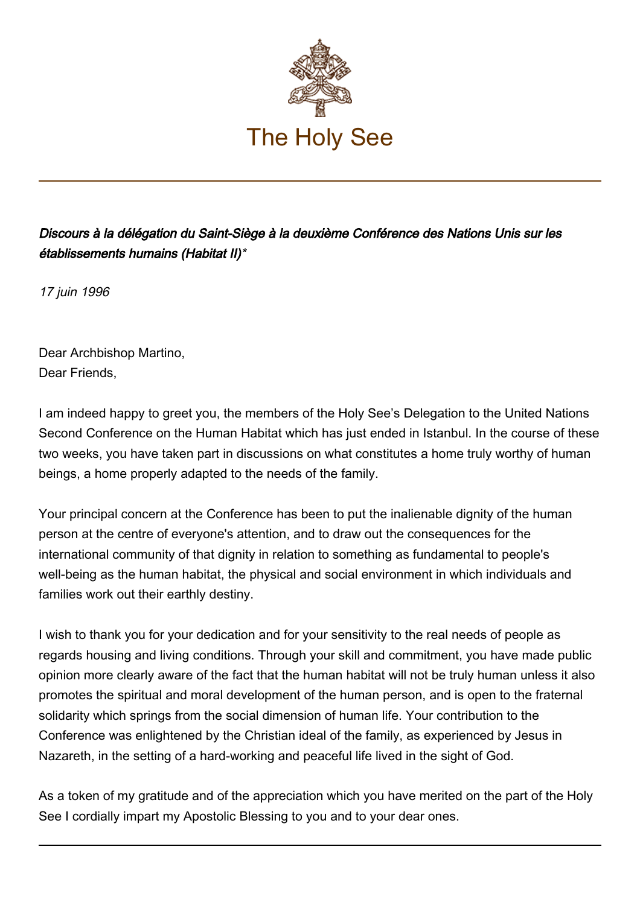# The Holy See

*Discours à la délégation du Saint-Siège à la deuxième Conférence des Nations Unis sur les établissements humains (Habitat II)**

*17 juin 1996*

Dear Archbishop Martino,
Dear Friends,

I am indeed happy to greet you, the members of the Holy See's Delegation to the United Nations Second Conference on the Human Habitat which has just ended in Istanbul. In the course of these two weeks, you have taken part in discussions on what constitutes a home truly worthy of human beings, a home properly adapted to the needs of the family.

Your principal concern at the Conference has been to put the inalienable dignity of the human person at the centre of everyone's attention, and to draw out the consequences for the international community of that dignity in relation to something as fundamental to people's well-being as the human habitat, the physical and social environment in which individuals and families work out their earthly destiny.

I wish to thank you for your dedication and for your sensitivity to the real needs of people as regards housing and living conditions. Through your skill and commitment, you have made public opinion more clearly aware of the fact that the human habitat will not be truly human unless it also promotes the spiritual and moral development of the human person, and is open to the fraternal solidarity which springs from the social dimension of human life. Your contribution to the Conference was enlightened by the Christian ideal of the family, as experienced by Jesus in Nazareth, in the setting of a hard-working and peaceful life lived in the sight of God.

As a token of my gratitude and of the appreciation which you have merited on the part of the Holy See I cordially impart my Apostolic Blessing to you and to your dear ones.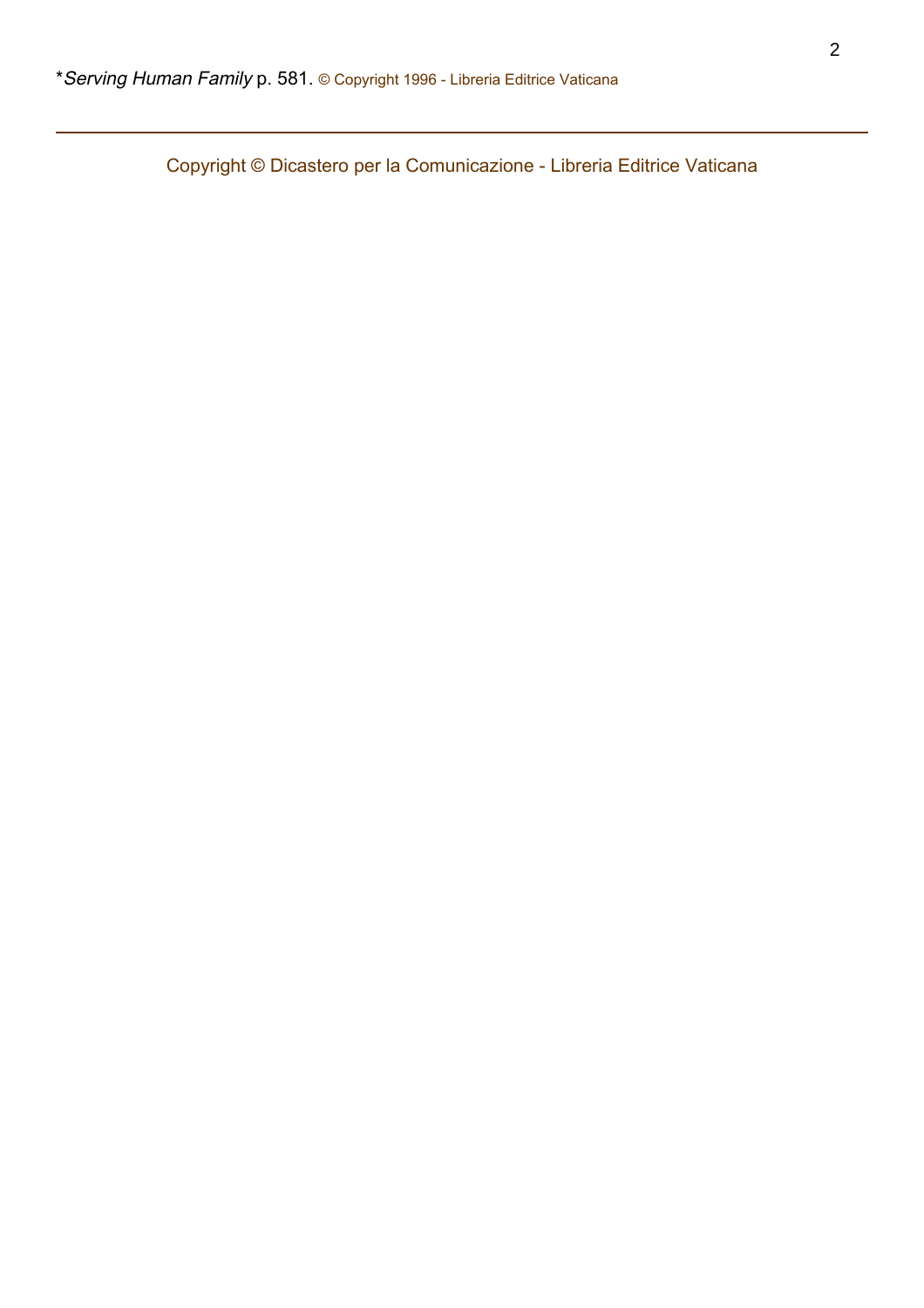*\*Serving Human Family* p. 581. © Copyright 1996 - Libreria Editrice Vaticana

---

Copyright © Dicastero per la Comunicazione - Libreria Editrice Vaticana